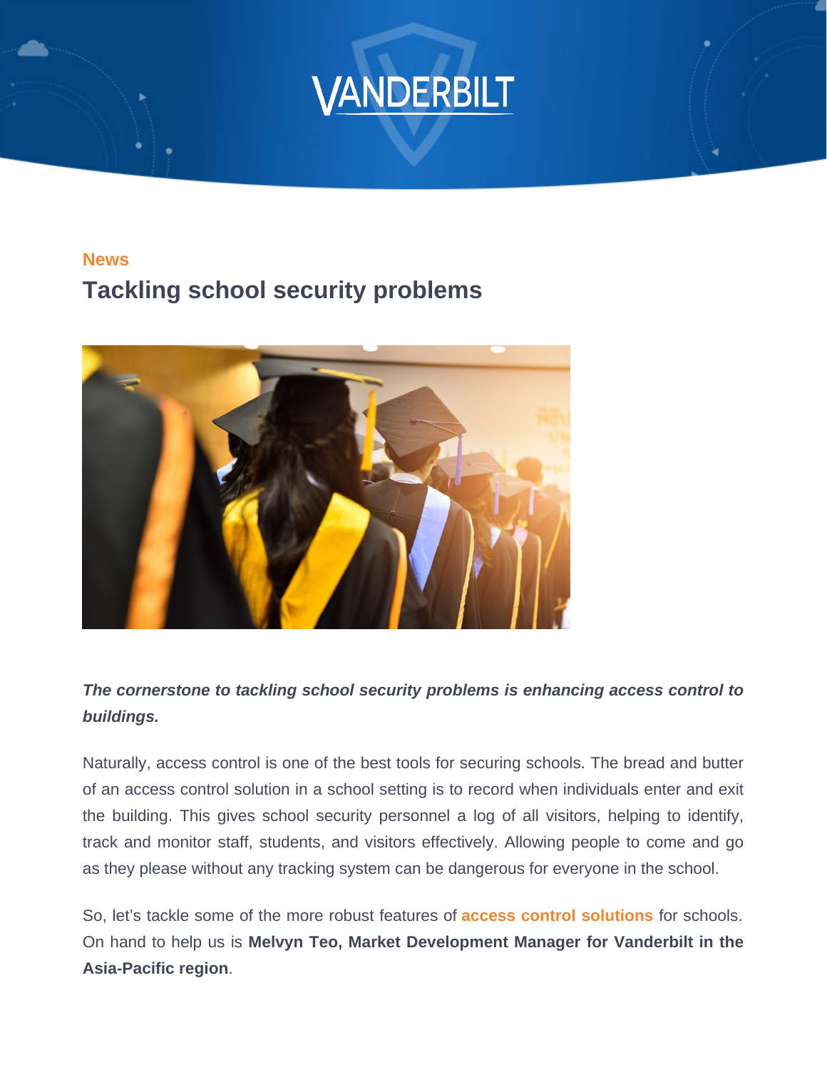News

# Tackling school security problems

***The cornerstone to tackling school security problems is enhancing access control to buildings.***

Naturally, access control is one of the best tools for securing schools. The bread and butter of an access control solution in a school setting is to record when individuals enter and exit the building. This gives school security personnel a log of all visitors, helping to identify, track and monitor staff, students, and visitors effectively. Allowing people to come and go as they please without any tracking system can be dangerous for everyone in the school.

So, let's tackle some of the more robust features of **access control solutions** for schools. On hand to help us is **Melvyn Teo, Market Development Manager for Vanderbilt in the Asia-Pacific region**.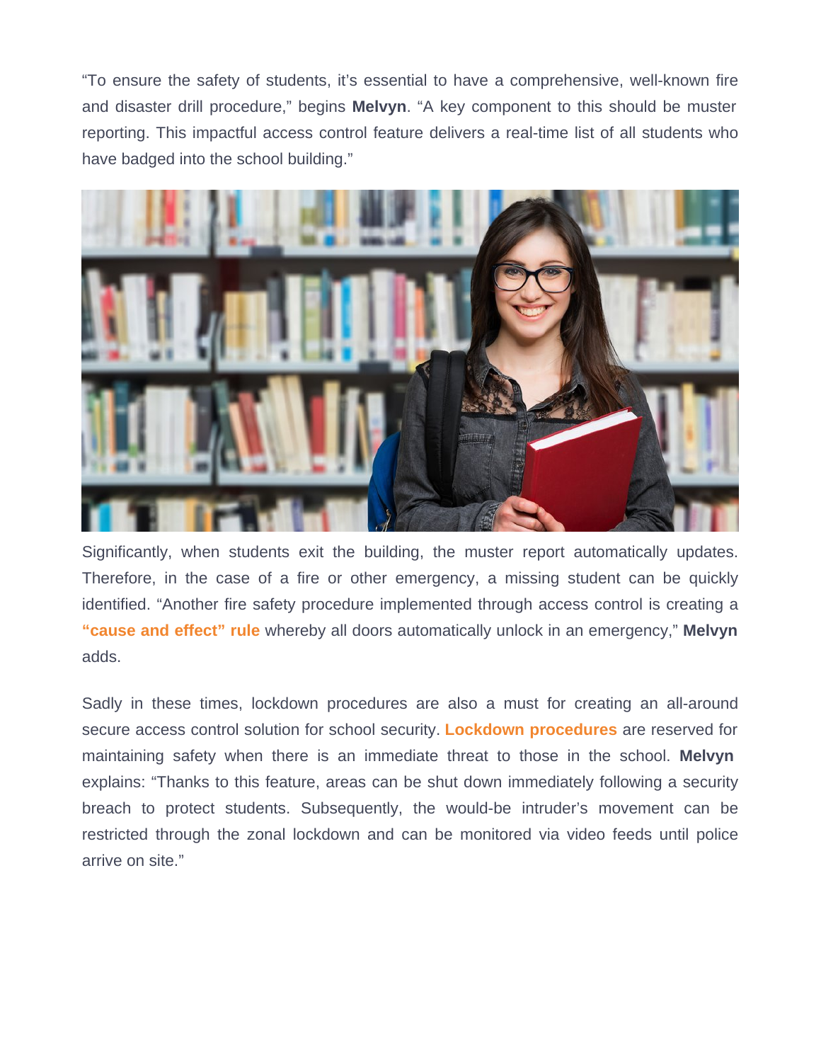"To ensure the safety of students, it's essential to have a comprehensive, well-known fire and disaster drill procedure," begins **Melvyn**. "A key component to this should be muster reporting. This impactful access control feature delivers a real-time list of all students who have badged into the school building."

Significantly, when students exit the building, the muster report automatically updates. Therefore, in the case of a fire or other emergency, a missing student can be quickly identified. "Another fire safety procedure implemented through access control is creating a **"cause and effect" rule** whereby all doors automatically unlock in an emergency," **Melvyn** adds.

Sadly in these times, lockdown procedures are also a must for creating an all-around secure access control solution for school security. **Lockdown procedures** are reserved for maintaining safety when there is an immediate threat to those in the school. **Melvyn** explains: "Thanks to this feature, areas can be shut down immediately following a security breach to protect students. Subsequently, the would-be intruder's movement can be restricted through the zonal lockdown and can be monitored via video feeds until police arrive on site."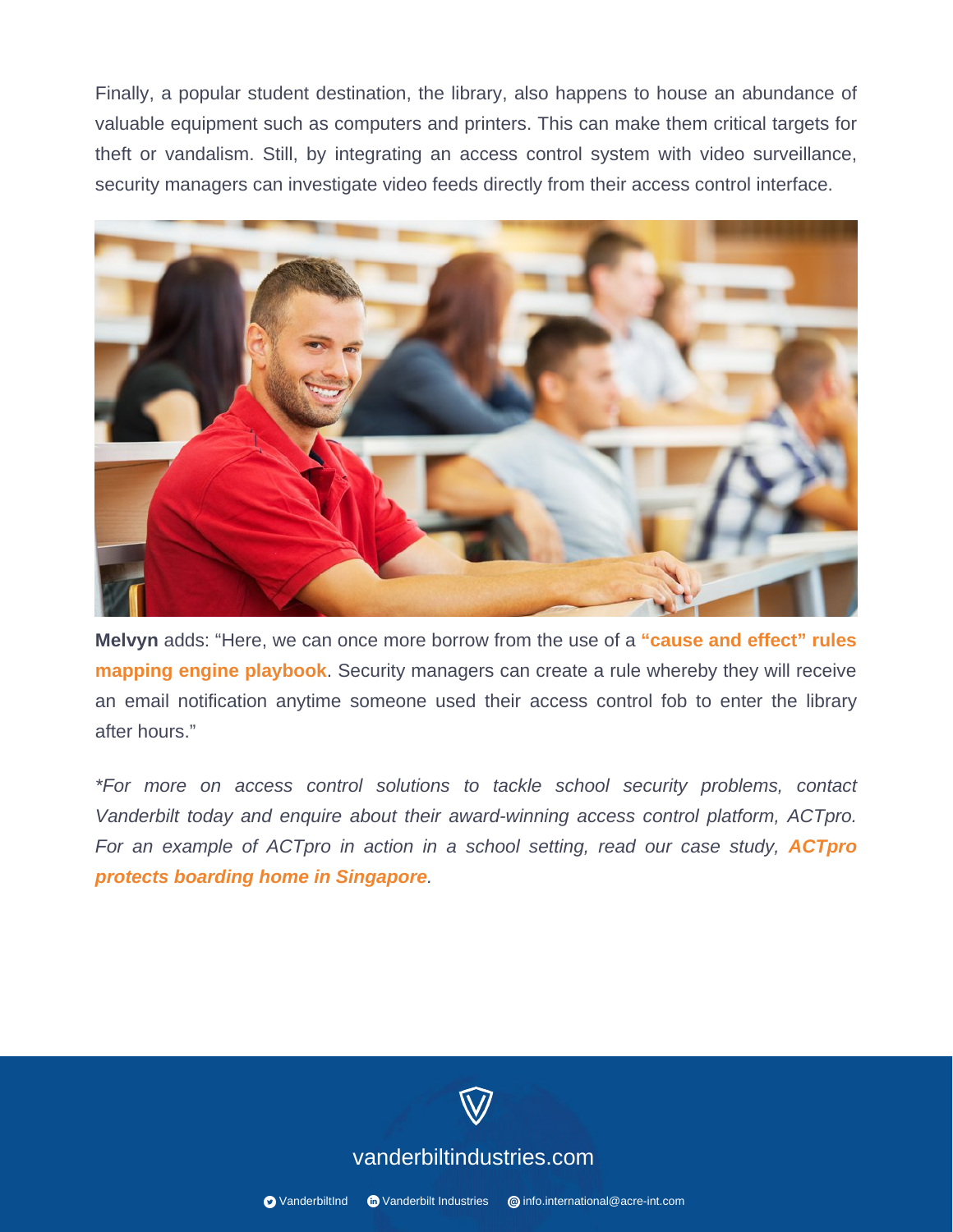Finally, a popular student destination, the library, also happens to house an abundance of valuable equipment such as computers and printers. This can make them critical targets for theft or vandalism. Still, by integrating an access control system with video surveillance, security managers can investigate video feeds directly from their access control interface.

**Melvyn** adds: "Here, we can once more borrow from the use of a **"cause and effect" rules mapping engine playbook**. Security managers can create a rule whereby they will receive an email notification anytime someone used their access control fob to enter the library after hours."

*\*For more on access control solutions to tackle school security problems, contact Vanderbilt today and enquire about their award-winning access control platform, ACTpro. For an example of ACTpro in action in a school setting, read our case study,* ***ACTpro protects boarding home in Singapore****.*

vanderbiltindustries.com

VanderbiltInd   Vanderbilt Industries   info.international@acre-int.com